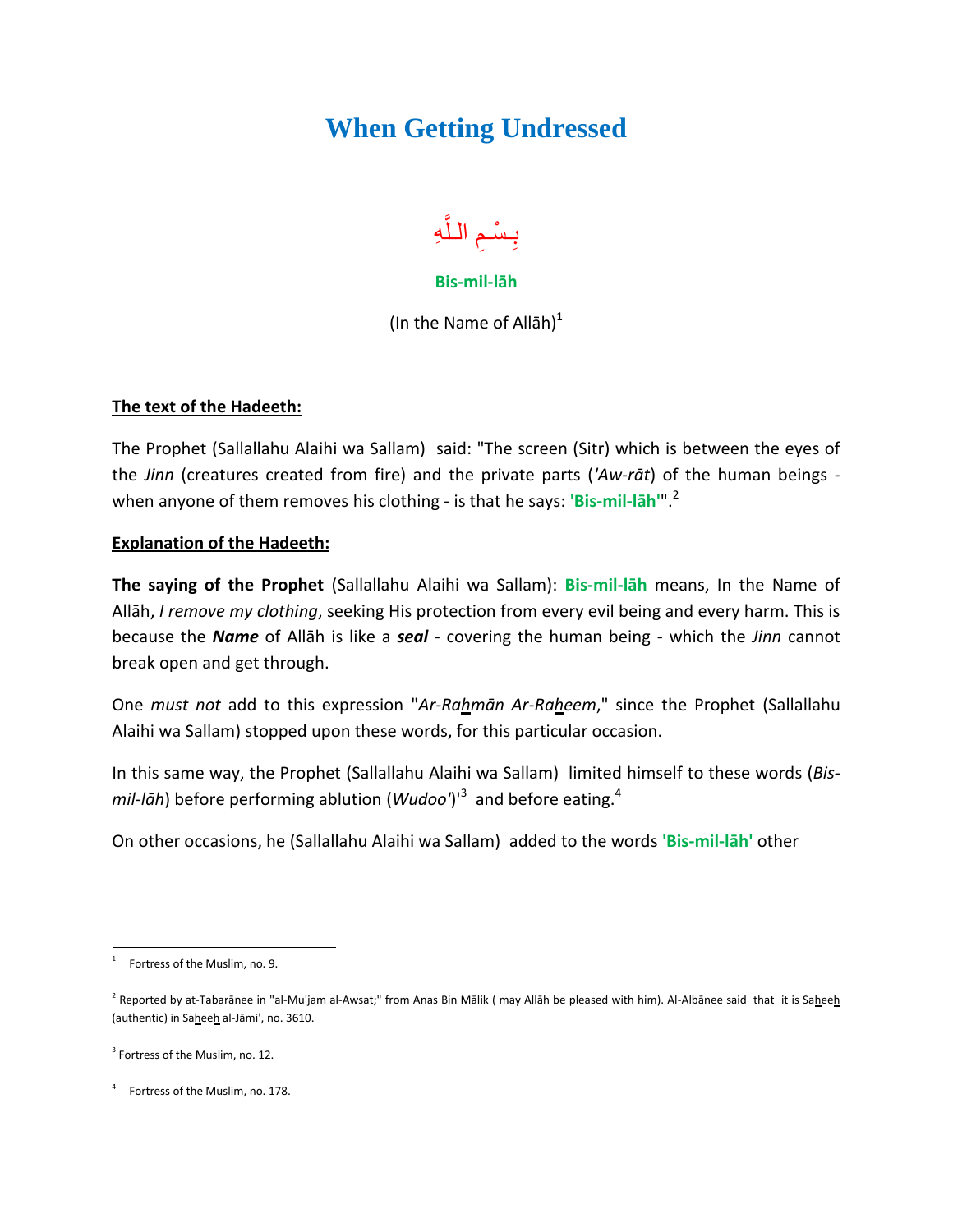# When Getting Undressed

بِسْمِ اللَّهِ

**Bis-mil-lāh**

(In the Name of Allāh)[1]

**The text of the Hadeeth:**

The Prophet (Sallallahu Alaihi wa Sallam) said: "The screen (Sitr) which is between the eyes of the *Jinn* (creatures created from fire) and the private parts (*'Aw-rāt*) of the human beings - when anyone of them removes his clothing - is that he says: **'Bis-mil-lāh'**".[2]

**Explanation of the Hadeeth:**

**The saying of the Prophet** (Sallallahu Alaihi wa Sallam): **Bis-mil-lāh** means, In the Name of Allāh, *I remove my clothing*, seeking His protection from every evil being and every harm. This is because the ***Name*** of Allāh is like a ***seal*** - covering the human being - which the *Jinn* cannot break open and get through.

One *must not* add to this expression "*Ar-Rahmān Ar-Raheem*," since the Prophet (Sallallahu Alaihi wa Sallam) stopped upon these words, for this particular occasion.

In this same way, the Prophet (Sallallahu Alaihi wa Sallam) limited himself to these words (*Bis-mil-lāh*) before performing ablution (*Wudoo'*)'[3] and before eating.[4]

On other occasions, he (Sallallahu Alaihi wa Sallam) added to the words **'Bis-mil-lāh'** other

---

[1] Fortress of the Muslim, no. 9.

[2] Reported by at-Tabarānee in "al-Mu'jam al-Awsat;" from Anas Bin Mālik ( may Allāh be pleased with him). Al-Albānee said that it is Saheeh (authentic) in Saheeh al-Jāmi', no. 3610.

[3] Fortress of the Muslim, no. 12.

[4] Fortress of the Muslim, no. 178.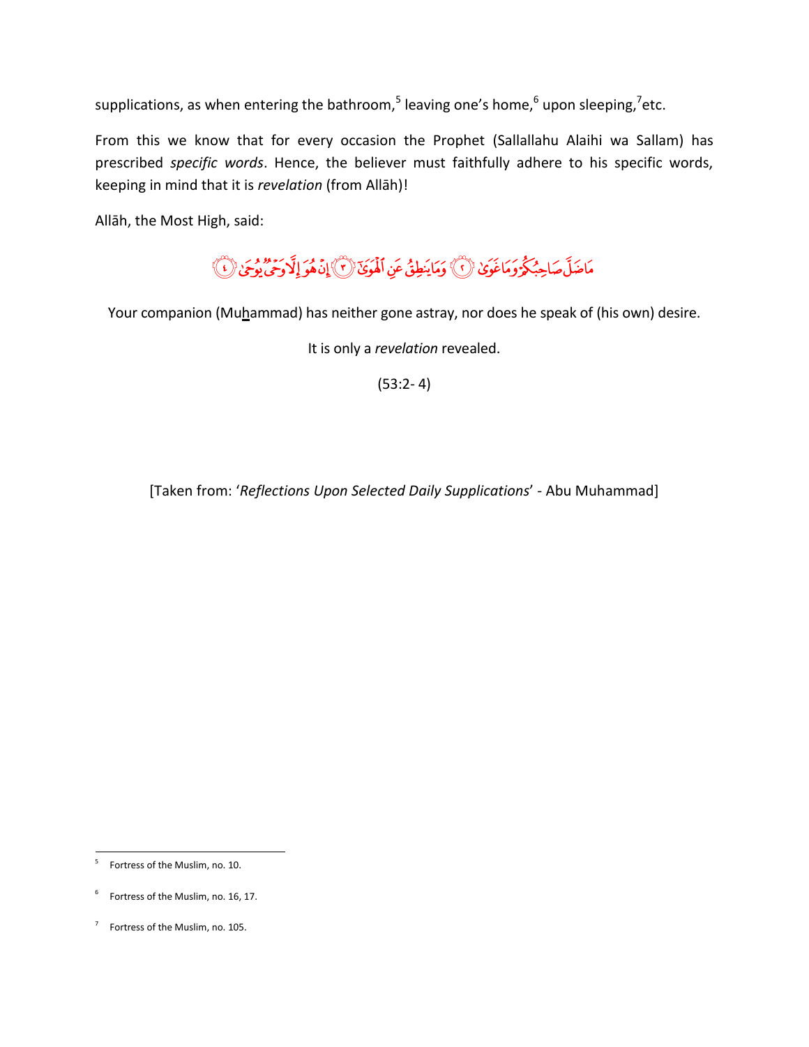supplications, as when entering the bathroom,[5] leaving one's home,[6] upon sleeping,[7]etc.

From this we know that for every occasion the Prophet (Sallallahu Alaihi wa Sallam) has prescribed *specific words*. Hence, the believer must faithfully adhere to his specific words, keeping in mind that it is *revelation* (from Allāh)!

Allāh, the Most High, said:

مَا ضَلَّ صَاحِبُكُمْ وَمَا غَوَىٰ ﴿٢﴾ وَمَا يَنطِقُ عَنِ الْهَوَىٰ ﴿٣﴾ إِنْ هُوَ إِلَّا وَحْيٌ يُوحَىٰ ﴿٤﴾

Your companion (Muhammad) has neither gone astray, nor does he speak of (his own) desire.

It is only a *revelation* revealed.

(53:2- 4)

[Taken from: '*Reflections Upon Selected Daily Supplications*' - Abu Muhammad]

---

5 Fortress of the Muslim, no. 10.

6 Fortress of the Muslim, no. 16, 17.

7 Fortress of the Muslim, no. 105.